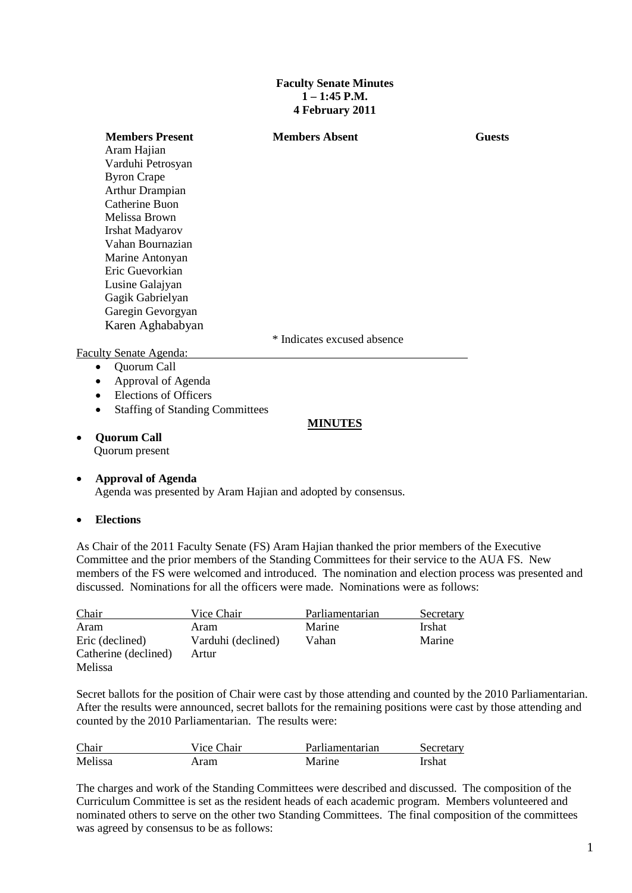**Faculty Senate Minutes**
**1 – 1:45 P.M.**
**4 February 2011**

| **Members Present** | **Members Absent** | **Guests** |
|---|---|---|
| Aram Hajian | | |
| Varduhi Petrosyan | | |
| Byron Crape | | |
| Arthur Drampian | | |
| Catherine Buon | | |
| Melissa Brown | | |
| Irshat Madyarov | | |
| Vahan Bournazian | | |
| Marine Antonyan | | |
| Eric Guevorkian | | |
| Lusine Galajyan | | |
| Gagik Gabrielyan | | |
| Garegin Gevorgyan | | |
| Karen Aghababyan | | |
| | * Indicates excused absence | |

Faculty Senate Agenda:

- Quorum Call
- Approval of Agenda
- Elections of Officers
- Staffing of Standing Committees

**MINUTES**

- **Quorum Call**
  Quorum present

- **Approval of Agenda**
  Agenda was presented by Aram Hajian and adopted by consensus.

- **Elections**

As Chair of the 2011 Faculty Senate (FS) Aram Hajian thanked the prior members of the Executive Committee and the prior members of the Standing Committees for their service to the AUA FS. New members of the FS were welcomed and introduced. The nomination and election process was presented and discussed. Nominations for all the officers were made. Nominations were as follows:

| Chair | Vice Chair | Parliamentarian | Secretary |
|---|---|---|---|
| Aram | Aram | Marine | Irshat |
| Eric (declined) | Varduhi (declined) | Vahan | Marine |
| Catherine (declined) | Artur | | |
| Melissa | | | |

Secret ballots for the position of Chair were cast by those attending and counted by the 2010 Parliamentarian. After the results were announced, secret ballots for the remaining positions were cast by those attending and counted by the 2010 Parliamentarian. The results were:

| Chair | Vice Chair | Parliamentarian | Secretary |
|---|---|---|---|
| Melissa | Aram | Marine | Irshat |

The charges and work of the Standing Committees were described and discussed. The composition of the Curriculum Committee is set as the resident heads of each academic program. Members volunteered and nominated others to serve on the other two Standing Committees. The final composition of the committees was agreed by consensus to be as follows: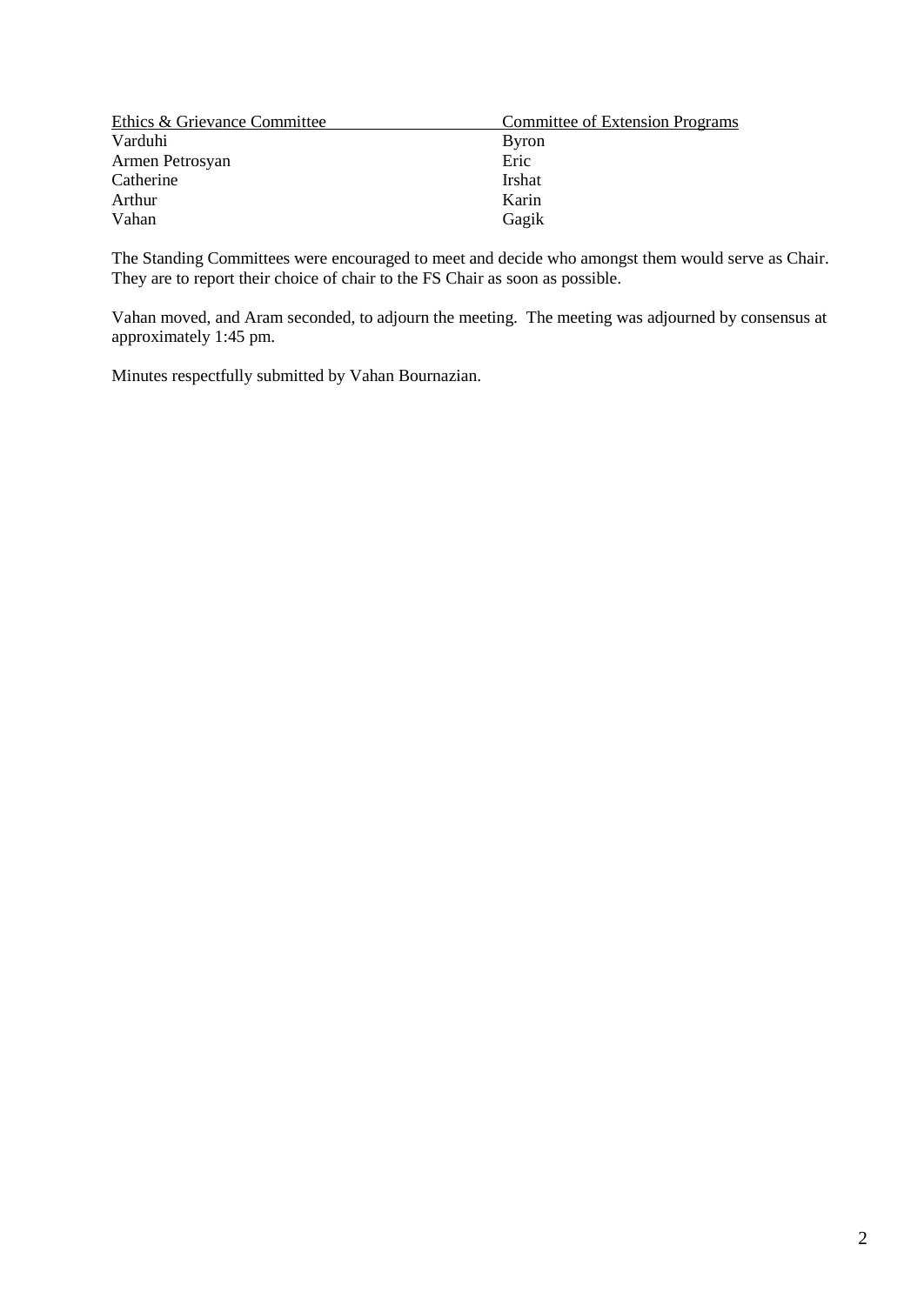| Ethics & Grievance Committee | Committee of Extension Programs |
| --- | --- |
| Varduhi | Byron |
| Armen Petrosyan | Eric |
| Catherine | Irshat |
| Arthur | Karin |
| Vahan | Gagik |

The Standing Committees were encouraged to meet and decide who amongst them would serve as Chair. They are to report their choice of chair to the FS Chair as soon as possible.

Vahan moved, and Aram seconded, to adjourn the meeting. The meeting was adjourned by consensus at approximately 1:45 pm.

Minutes respectfully submitted by Vahan Bournazian.